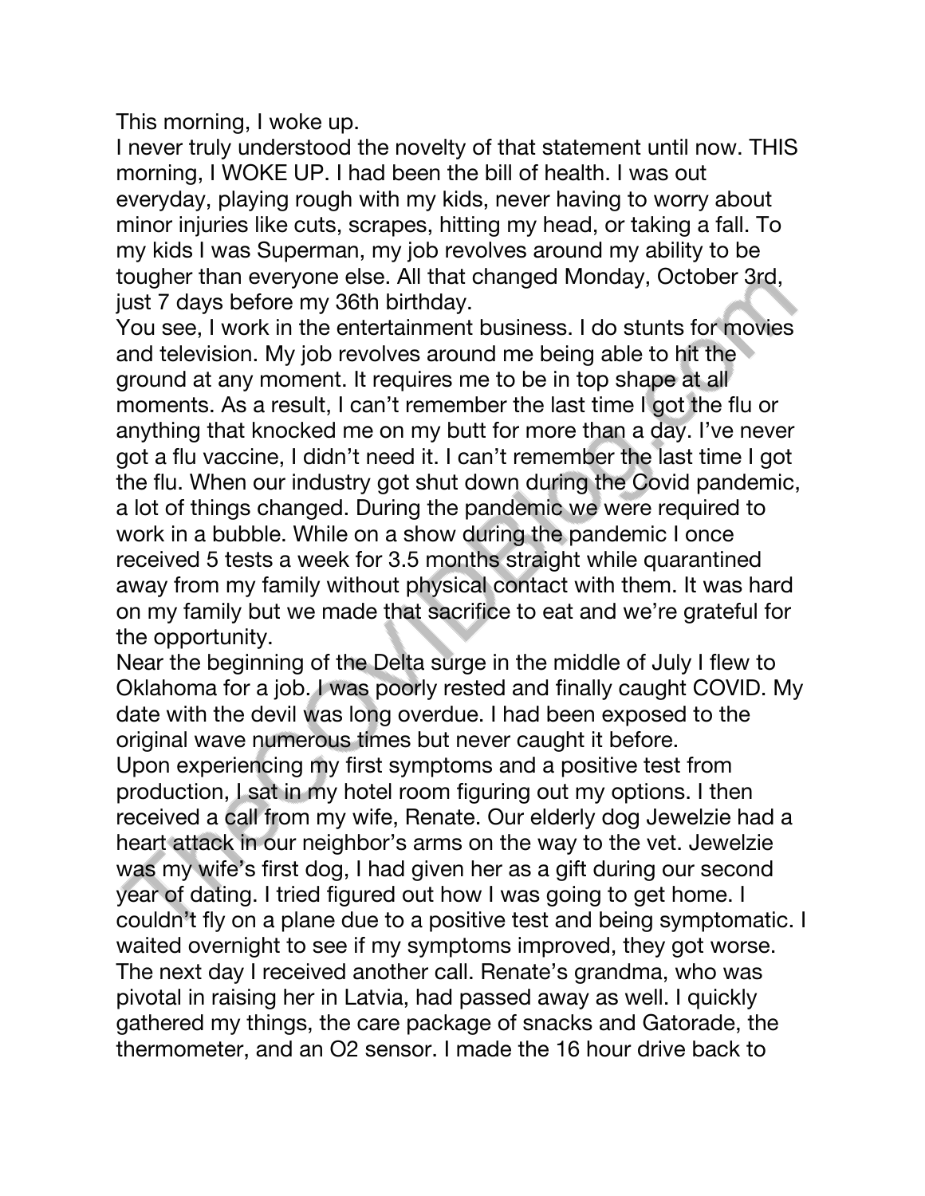This morning, I woke up.

I never truly understood the novelty of that statement until now. THIS morning, I WOKE UP. I had been the bill of health. I was out everyday, playing rough with my kids, never having to worry about minor injuries like cuts, scrapes, hitting my head, or taking a fall. To my kids I was Superman, my job revolves around my ability to be tougher than everyone else. All that changed Monday, October 3rd, just 7 days before my 36th birthday.

You see, I work in the entertainment business. I do stunts for movies and television. My job revolves around me being able to hit the ground at any moment. It requires me to be in top shape at all moments. As a result, I can't remember the last time I got the flu or anything that knocked me on my butt for more than a day. I've never got a flu vaccine, I didn't need it. I can't remember the last time I got the flu. When our industry got shut down during the Covid pandemic, a lot of things changed. During the pandemic we were required to work in a bubble. While on a show during the pandemic I once received 5 tests a week for 3.5 months straight while quarantined away from my family without physical contact with them. It was hard on my family but we made that sacrifice to eat and we're grateful for the opportunity.

Near the beginning of the Delta surge in the middle of July I flew to Oklahoma for a job. I was poorly rested and finally caught COVID. My date with the devil was long overdue. I had been exposed to the original wave numerous times but never caught it before.

Upon experiencing my first symptoms and a positive test from production, I sat in my hotel room figuring out my options. I then received a call from my wife, Renate. Our elderly dog Jewelzie had a heart attack in our neighbor's arms on the way to the vet. Jewelzie was my wife's first dog, I had given her as a gift during our second year of dating. I tried figured out how I was going to get home. I couldn't fly on a plane due to a positive test and being symptomatic. I waited overnight to see if my symptoms improved, they got worse. The next day I received another call. Renate's grandma, who was pivotal in raising her in Latvia, had passed away as well. I quickly gathered my things, the care package of snacks and Gatorade, the thermometer, and an O2 sensor. I made the 16 hour drive back to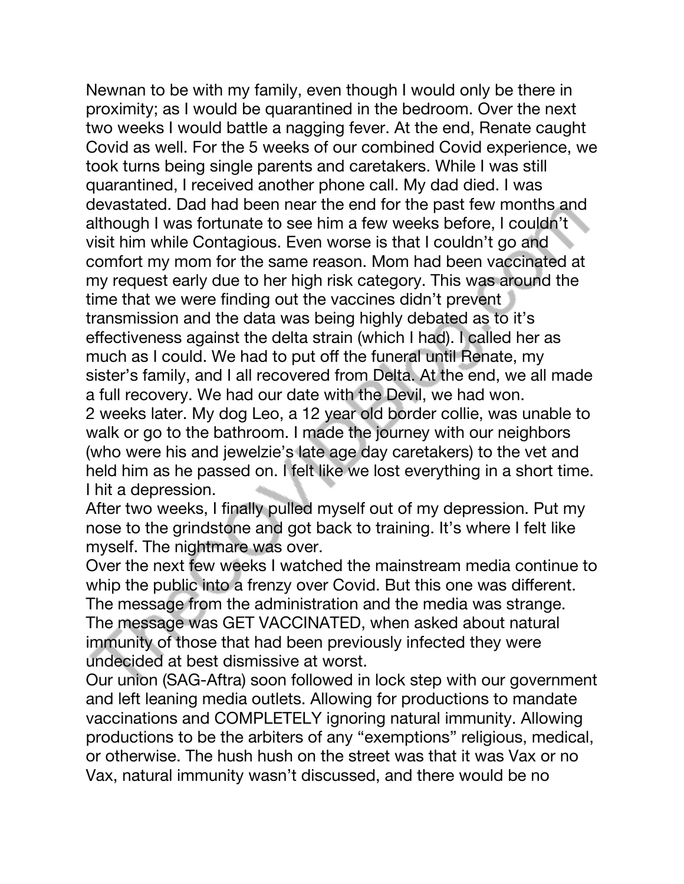Newnan to be with my family, even though I would only be there in proximity; as I would be quarantined in the bedroom. Over the next two weeks I would battle a nagging fever. At the end, Renate caught Covid as well. For the 5 weeks of our combined Covid experience, we took turns being single parents and caretakers. While I was still quarantined, I received another phone call. My dad died. I was devastated. Dad had been near the end for the past few months and although I was fortunate to see him a few weeks before, I couldn't visit him while Contagious. Even worse is that I couldn't go and comfort my mom for the same reason. Mom had been vaccinated at my request early due to her high risk category. This was around the time that we were finding out the vaccines didn't prevent transmission and the data was being highly debated as to it's effectiveness against the delta strain (which I had). I called her as much as I could. We had to put off the funeral until Renate, my sister's family, and I all recovered from Delta. At the end, we all made a full recovery. We had our date with the Devil, we had won.
2 weeks later. My dog Leo, a 12 year old border collie, was unable to walk or go to the bathroom. I made the journey with our neighbors (who were his and jewelzie's late age day caretakers) to the vet and held him as he passed on. I felt like we lost everything in a short time. I hit a depression.
After two weeks, I finally pulled myself out of my depression. Put my nose to the grindstone and got back to training. It's where I felt like myself. The nightmare was over.
Over the next few weeks I watched the mainstream media continue to whip the public into a frenzy over Covid. But this one was different. The message from the administration and the media was strange. The message was GET VACCINATED, when asked about natural immunity of those that had been previously infected they were undecided at best dismissive at worst.
Our union (SAG-Aftra) soon followed in lock step with our government and left leaning media outlets. Allowing for productions to mandate vaccinations and COMPLETELY ignoring natural immunity. Allowing productions to be the arbiters of any "exemptions" religious, medical, or otherwise. The hush hush on the street was that it was Vax or no Vax, natural immunity wasn't discussed, and there would be no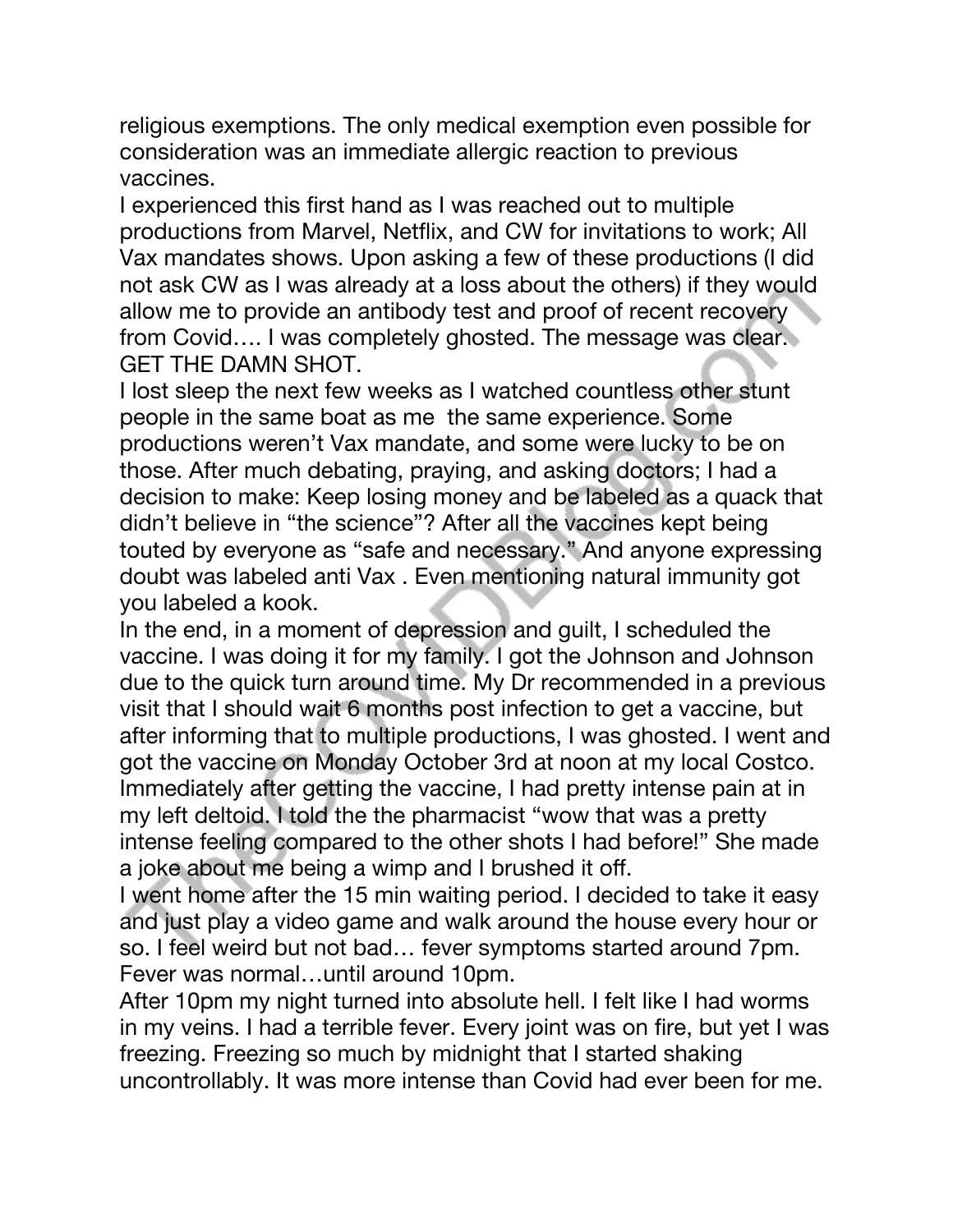religious exemptions. The only medical exemption even possible for consideration was an immediate allergic reaction to previous vaccines.

I experienced this first hand as I was reached out to multiple productions from Marvel, Netflix, and CW for invitations to work; All Vax mandates shows. Upon asking a few of these productions (I did not ask CW as I was already at a loss about the others) if they would allow me to provide an antibody test and proof of recent recovery from Covid…. I was completely ghosted. The message was clear. GET THE DAMN SHOT.

I lost sleep the next few weeks as I watched countless other stunt people in the same boat as me  the same experience. Some productions weren't Vax mandate, and some were lucky to be on those. After much debating, praying, and asking doctors; I had a decision to make: Keep losing money and be labeled as a quack that didn't believe in "the science"? After all the vaccines kept being touted by everyone as "safe and necessary." And anyone expressing doubt was labeled anti Vax . Even mentioning natural immunity got you labeled a kook.

In the end, in a moment of depression and guilt, I scheduled the vaccine. I was doing it for my family. I got the Johnson and Johnson due to the quick turn around time. My Dr recommended in a previous visit that I should wait 6 months post infection to get a vaccine, but after informing that to multiple productions, I was ghosted. I went and got the vaccine on Monday October 3rd at noon at my local Costco. Immediately after getting the vaccine, I had pretty intense pain at in my left deltoid. I told the the pharmacist "wow that was a pretty intense feeling compared to the other shots I had before!" She made a joke about me being a wimp and I brushed it off.

I went home after the 15 min waiting period. I decided to take it easy and just play a video game and walk around the house every hour or so. I feel weird but not bad… fever symptoms started around 7pm. Fever was normal…until around 10pm.

After 10pm my night turned into absolute hell. I felt like I had worms in my veins. I had a terrible fever. Every joint was on fire, but yet I was freezing. Freezing so much by midnight that I started shaking uncontrollably. It was more intense than Covid had ever been for me.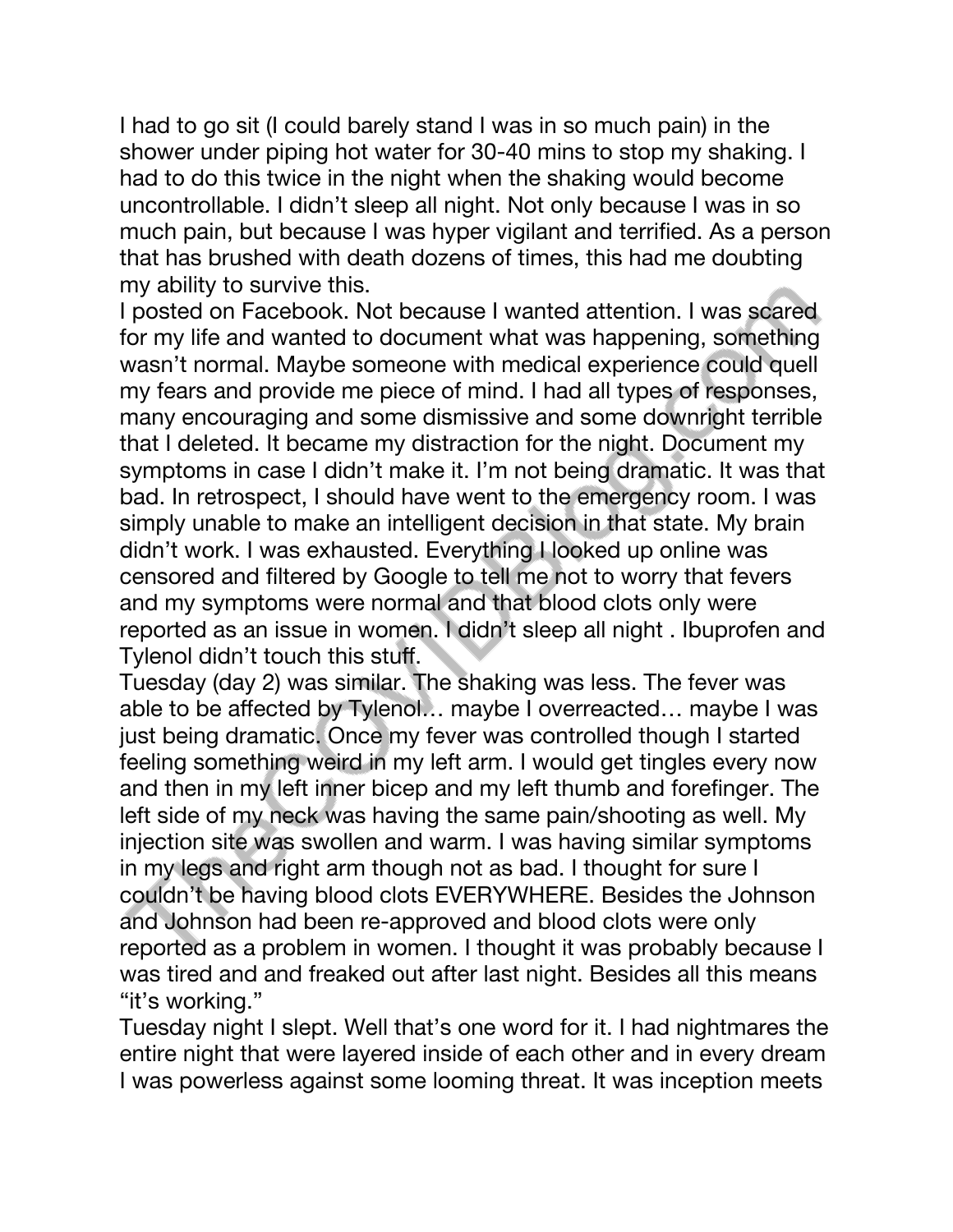I had to go sit (I could barely stand I was in so much pain) in the shower under piping hot water for 30-40 mins to stop my shaking. I had to do this twice in the night when the shaking would become uncontrollable. I didn't sleep all night. Not only because I was in so much pain, but because I was hyper vigilant and terrified. As a person that has brushed with death dozens of times, this had me doubting my ability to survive this.

I posted on Facebook. Not because I wanted attention. I was scared for my life and wanted to document what was happening, something wasn't normal. Maybe someone with medical experience could quell my fears and provide me piece of mind. I had all types of responses, many encouraging and some dismissive and some downright terrible that I deleted. It became my distraction for the night. Document my symptoms in case I didn't make it. I'm not being dramatic. It was that bad. In retrospect, I should have went to the emergency room. I was simply unable to make an intelligent decision in that state. My brain didn't work. I was exhausted. Everything I looked up online was censored and filtered by Google to tell me not to worry that fevers and my symptoms were normal and that blood clots only were reported as an issue in women. I didn't sleep all night . Ibuprofen and Tylenol didn't touch this stuff.

Tuesday (day 2) was similar. The shaking was less. The fever was able to be affected by Tylenol… maybe I overreacted… maybe I was just being dramatic. Once my fever was controlled though I started feeling something weird in my left arm. I would get tingles every now and then in my left inner bicep and my left thumb and forefinger. The left side of my neck was having the same pain/shooting as well. My injection site was swollen and warm. I was having similar symptoms in my legs and right arm though not as bad. I thought for sure I couldn't be having blood clots EVERYWHERE. Besides the Johnson and Johnson had been re-approved and blood clots were only reported as a problem in women. I thought it was probably because I was tired and and freaked out after last night. Besides all this means "it's working."

Tuesday night I slept. Well that's one word for it. I had nightmares the entire night that were layered inside of each other and in every dream I was powerless against some looming threat. It was inception meets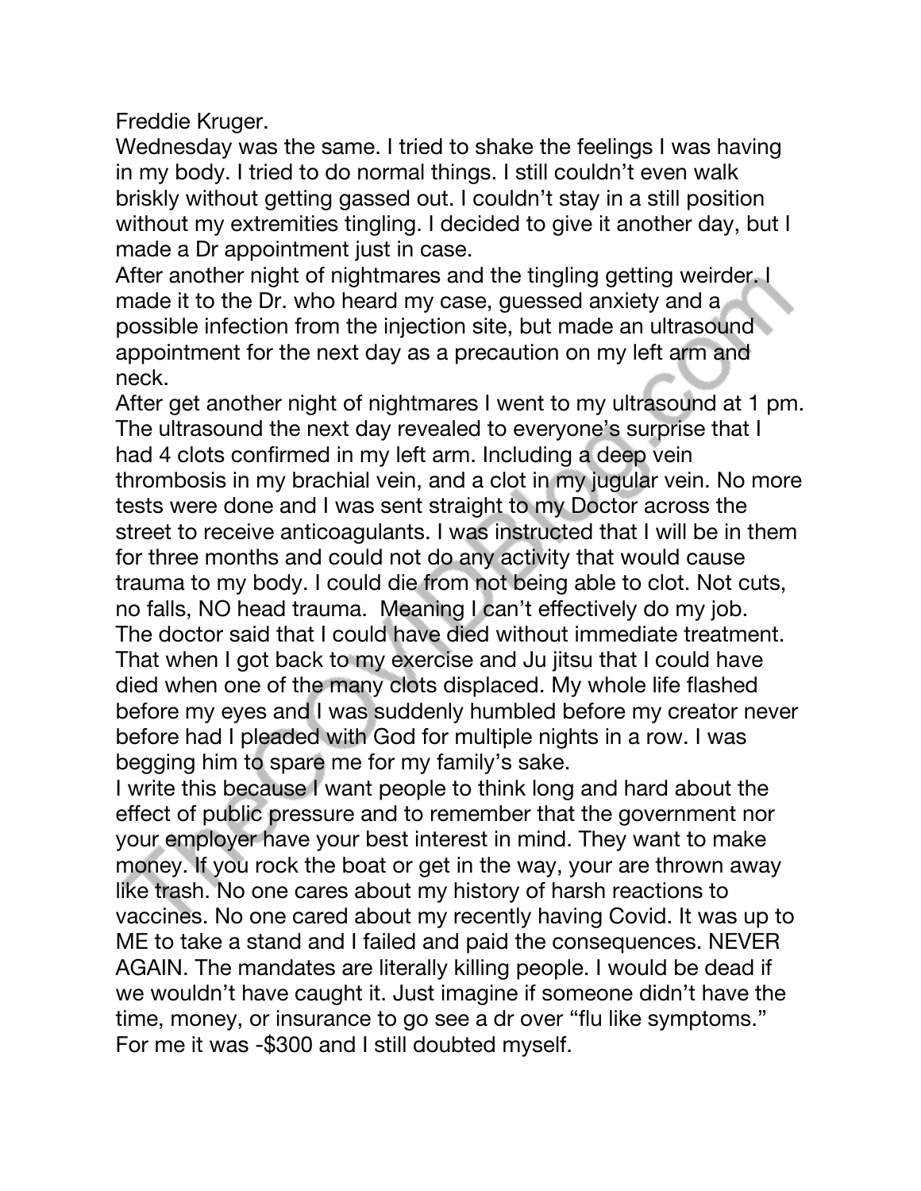Freddie Kruger.

Wednesday was the same. I tried to shake the feelings I was having in my body. I tried to do normal things. I still couldn't even walk briskly without getting gassed out. I couldn't stay in a still position without my extremities tingling. I decided to give it another day, but I made a Dr appointment just in case.

After another night of nightmares and the tingling getting weirder. I made it to the Dr. who heard my case, guessed anxiety and a possible infection from the injection site, but made an ultrasound appointment for the next day as a precaution on my left arm and neck.

After get another night of nightmares I went to my ultrasound at 1 pm. The ultrasound the next day revealed to everyone's surprise that I had 4 clots confirmed in my left arm. Including a deep vein thrombosis in my brachial vein, and a clot in my jugular vein. No more tests were done and I was sent straight to my Doctor across the street to receive anticoagulants. I was instructed that I will be in them for three months and could not do any activity that would cause trauma to my body. I could die from not being able to clot. Not cuts, no falls, NO head trauma. Meaning I can't effectively do my job. The doctor said that I could have died without immediate treatment. That when I got back to my exercise and Ju jitsu that I could have died when one of the many clots displaced. My whole life flashed before my eyes and I was suddenly humbled before my creator never before had I pleaded with God for multiple nights in a row. I was begging him to spare me for my family's sake.

I write this because I want people to think long and hard about the effect of public pressure and to remember that the government nor your employer have your best interest in mind. They want to make money. If you rock the boat or get in the way, your are thrown away like trash. No one cares about my history of harsh reactions to vaccines. No one cared about my recently having Covid. It was up to ME to take a stand and I failed and paid the consequences. NEVER AGAIN. The mandates are literally killing people. I would be dead if we wouldn't have caught it. Just imagine if someone didn't have the time, money, or insurance to go see a dr over "flu like symptoms." For me it was -$300 and I still doubted myself.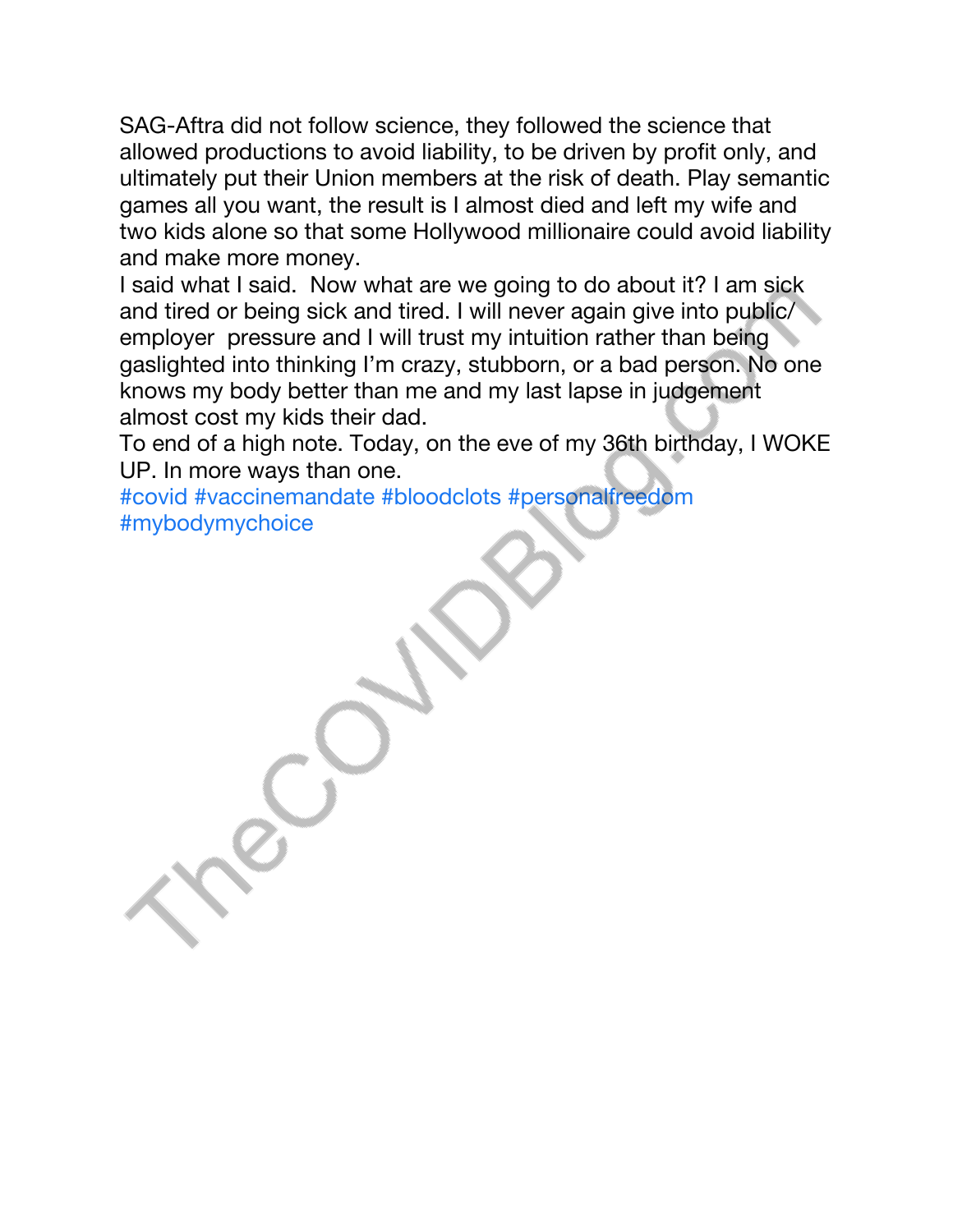SAG-Aftra did not follow science, they followed the science that allowed productions to avoid liability, to be driven by profit only, and ultimately put their Union members at the risk of death. Play semantic games all you want, the result is I almost died and left my wife and two kids alone so that some Hollywood millionaire could avoid liability and make more money.

I said what I said. Now what are we going to do about it? I am sick and tired or being sick and tired. I will never again give into public/employer pressure and I will trust my intuition rather than being gaslighted into thinking I'm crazy, stubborn, or a bad person. No one knows my body better than me and my last lapse in judgement almost cost my kids their dad.

To end of a high note. Today, on the eve of my 36th birthday, I WOKE UP. In more ways than one.

#covid #vaccinemandate #bloodclots #personalfreedom #mybodymychoice